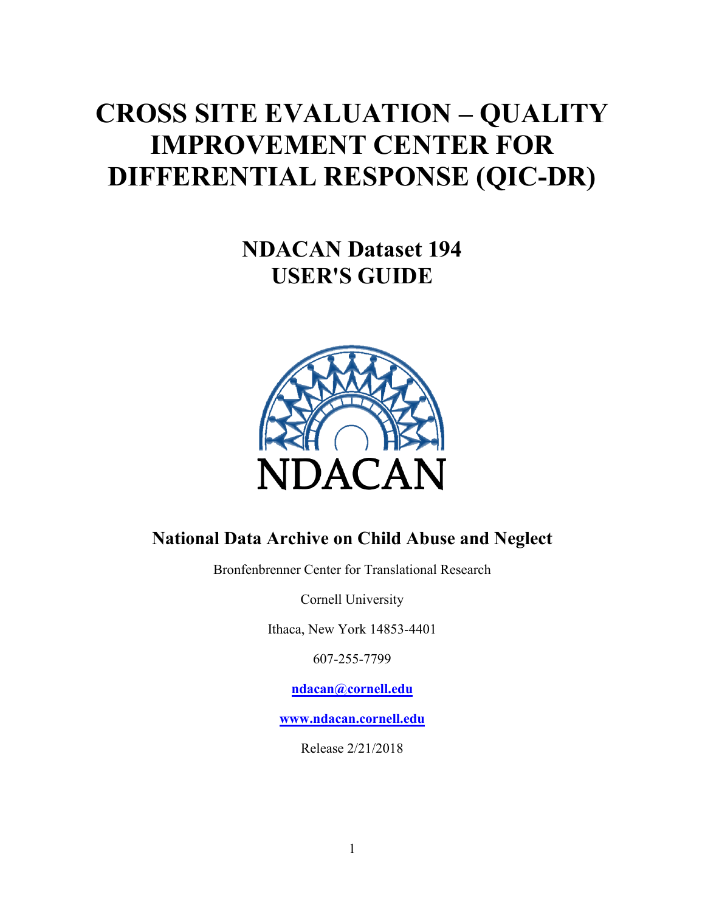# CROSS SITE EVALUATION – QUALITY IMPROVEMENT CENTER FOR DIFFERENTIAL RESPONSE (QIC-DR)

## NDACAN Dataset 194
## USER'S GUIDE

NDACAN

### National Data Archive on Child Abuse and Neglect

Bronfenbrenner Center for Translational Research

Cornell University

Ithaca, New York 14853-4401

607-255-7799

**ndacan@cornell.edu**

**www.ndacan.cornell.edu**

Release 2/21/2018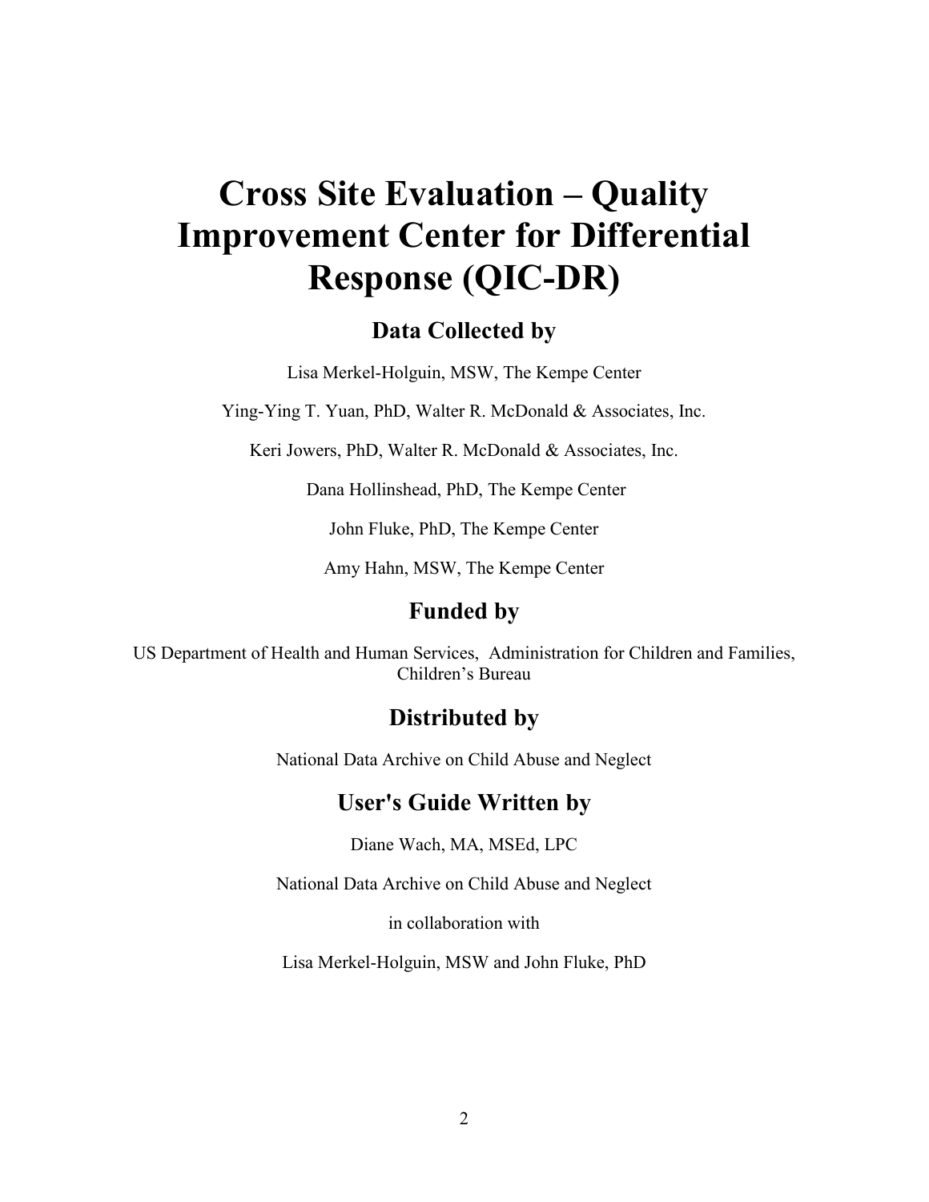# Cross Site Evaluation – Quality Improvement Center for Differential Response (QIC-DR)

## Data Collected by

Lisa Merkel-Holguin, MSW, The Kempe Center

Ying-Ying T. Yuan, PhD, Walter R. McDonald & Associates, Inc.

Keri Jowers, PhD, Walter R. McDonald & Associates, Inc.

Dana Hollinshead, PhD, The Kempe Center

John Fluke, PhD, The Kempe Center

Amy Hahn, MSW, The Kempe Center

## Funded by

US Department of Health and Human Services, Administration for Children and Families, Children's Bureau

## Distributed by

National Data Archive on Child Abuse and Neglect

## User's Guide Written by

Diane Wach, MA, MSEd, LPC

National Data Archive on Child Abuse and Neglect

in collaboration with

Lisa Merkel-Holguin, MSW and John Fluke, PhD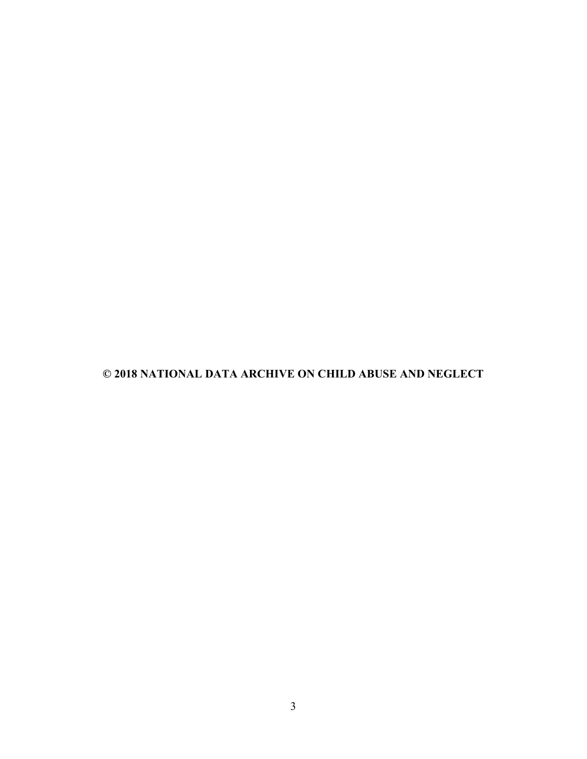**© 2018 NATIONAL DATA ARCHIVE ON CHILD ABUSE AND NEGLECT**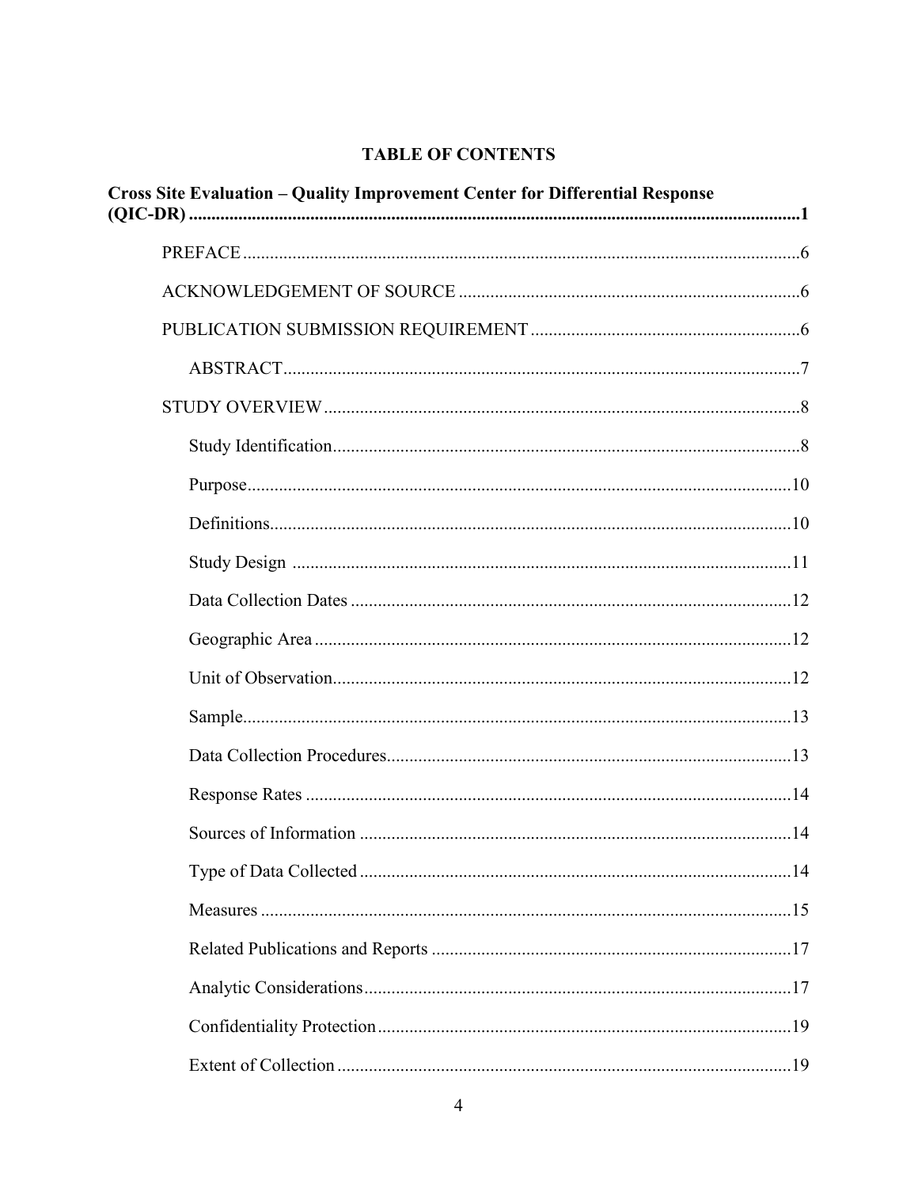**TABLE OF CONTENTS**

**Cross Site Evaluation – Quality Improvement Center for Differential Response (QIC-DR)** ....................1

- PREFACE ....................6
- ACKNOWLEDGEMENT OF SOURCE ....................6
- PUBLICATION SUBMISSION REQUIREMENT ....................6
  - ABSTRACT ....................7
- STUDY OVERVIEW ....................8
  - Study Identification ....................8
  - Purpose ....................10
  - Definitions ....................10
  - Study Design ....................11
  - Data Collection Dates ....................12
  - Geographic Area ....................12
  - Unit of Observation ....................12
  - Sample ....................13
  - Data Collection Procedures ....................13
  - Response Rates ....................14
  - Sources of Information ....................14
  - Type of Data Collected ....................14
  - Measures ....................15
  - Related Publications and Reports ....................17
  - Analytic Considerations ....................17
  - Confidentiality Protection ....................19
  - Extent of Collection ....................19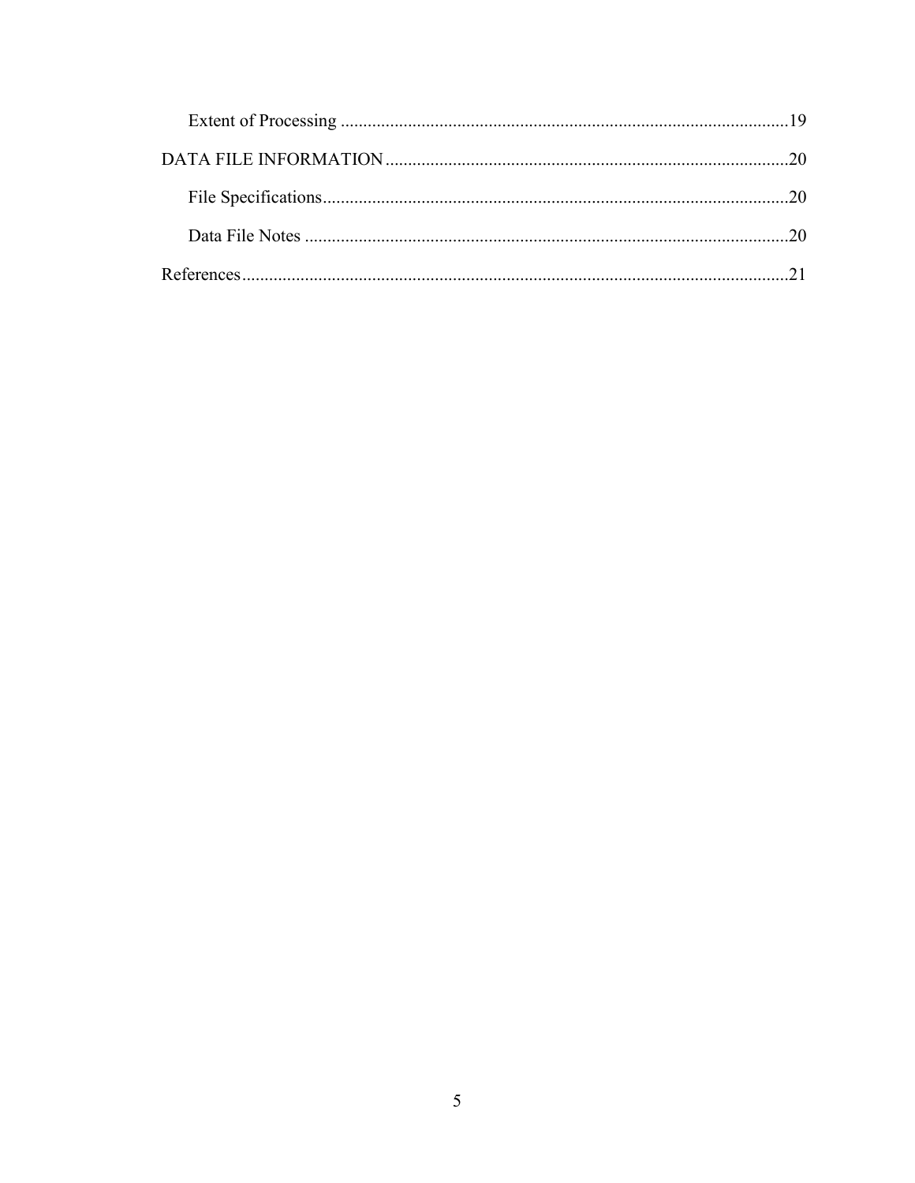Extent of Processing ....................................................................................................19

DATA FILE INFORMATION ........................................................................................20

File Specifications........................................................................................................20

Data File Notes ............................................................................................................20

References.........................................................................................................................21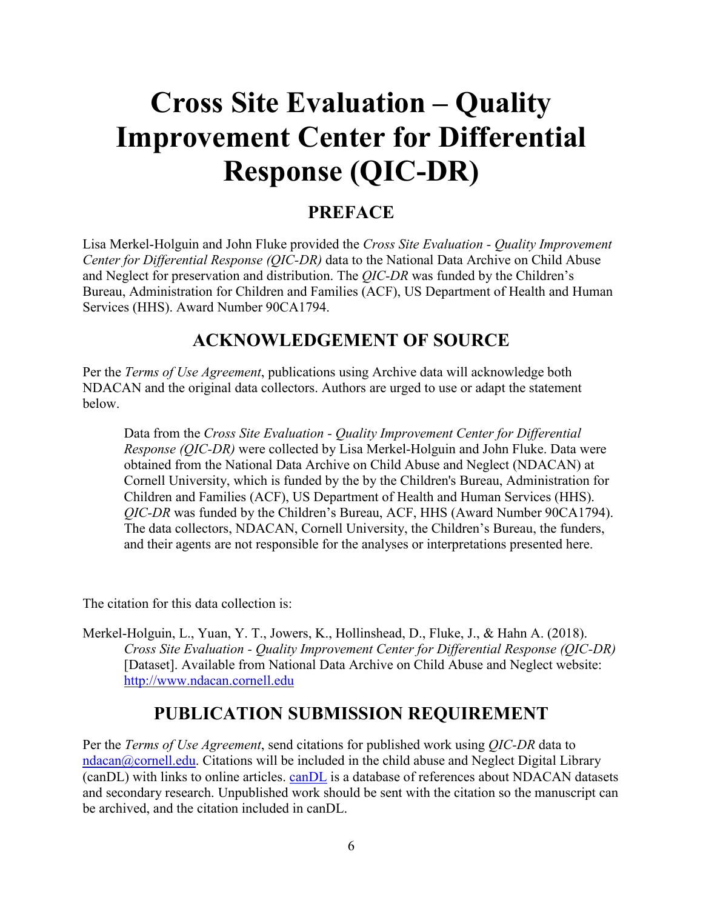# Cross Site Evaluation – Quality Improvement Center for Differential Response (QIC-DR)

## PREFACE

Lisa Merkel-Holguin and John Fluke provided the *Cross Site Evaluation - Quality Improvement Center for Differential Response (QIC-DR)* data to the National Data Archive on Child Abuse and Neglect for preservation and distribution. The *QIC-DR* was funded by the Children's Bureau, Administration for Children and Families (ACF), US Department of Health and Human Services (HHS). Award Number 90CA1794.

## ACKNOWLEDGEMENT OF SOURCE

Per the *Terms of Use Agreement*, publications using Archive data will acknowledge both NDACAN and the original data collectors. Authors are urged to use or adapt the statement below.

> Data from the *Cross Site Evaluation - Quality Improvement Center for Differential Response (QIC-DR)* were collected by Lisa Merkel-Holguin and John Fluke. Data were obtained from the National Data Archive on Child Abuse and Neglect (NDACAN) at Cornell University, which is funded by the by the Children's Bureau, Administration for Children and Families (ACF), US Department of Health and Human Services (HHS). *QIC-DR* was funded by the Children's Bureau, ACF, HHS (Award Number 90CA1794). The data collectors, NDACAN, Cornell University, the Children's Bureau, the funders, and their agents are not responsible for the analyses or interpretations presented here.

The citation for this data collection is:

Merkel-Holguin, L., Yuan, Y. T., Jowers, K., Hollinshead, D., Fluke, J., & Hahn A. (2018). *Cross Site Evaluation - Quality Improvement Center for Differential Response (QIC-DR)* [Dataset]. Available from National Data Archive on Child Abuse and Neglect website: [http://www.ndacan.cornell.edu](http://www.ndacan.cornell.edu)

## PUBLICATION SUBMISSION REQUIREMENT

Per the *Terms of Use Agreement*, send citations for published work using *QIC-DR* data to [ndacan@cornell.edu](mailto:ndacan@cornell.edu). Citations will be included in the child abuse and Neglect Digital Library (canDL) with links to online articles. canDL is a database of references about NDACAN datasets and secondary research. Unpublished work should be sent with the citation so the manuscript can be archived, and the citation included in canDL.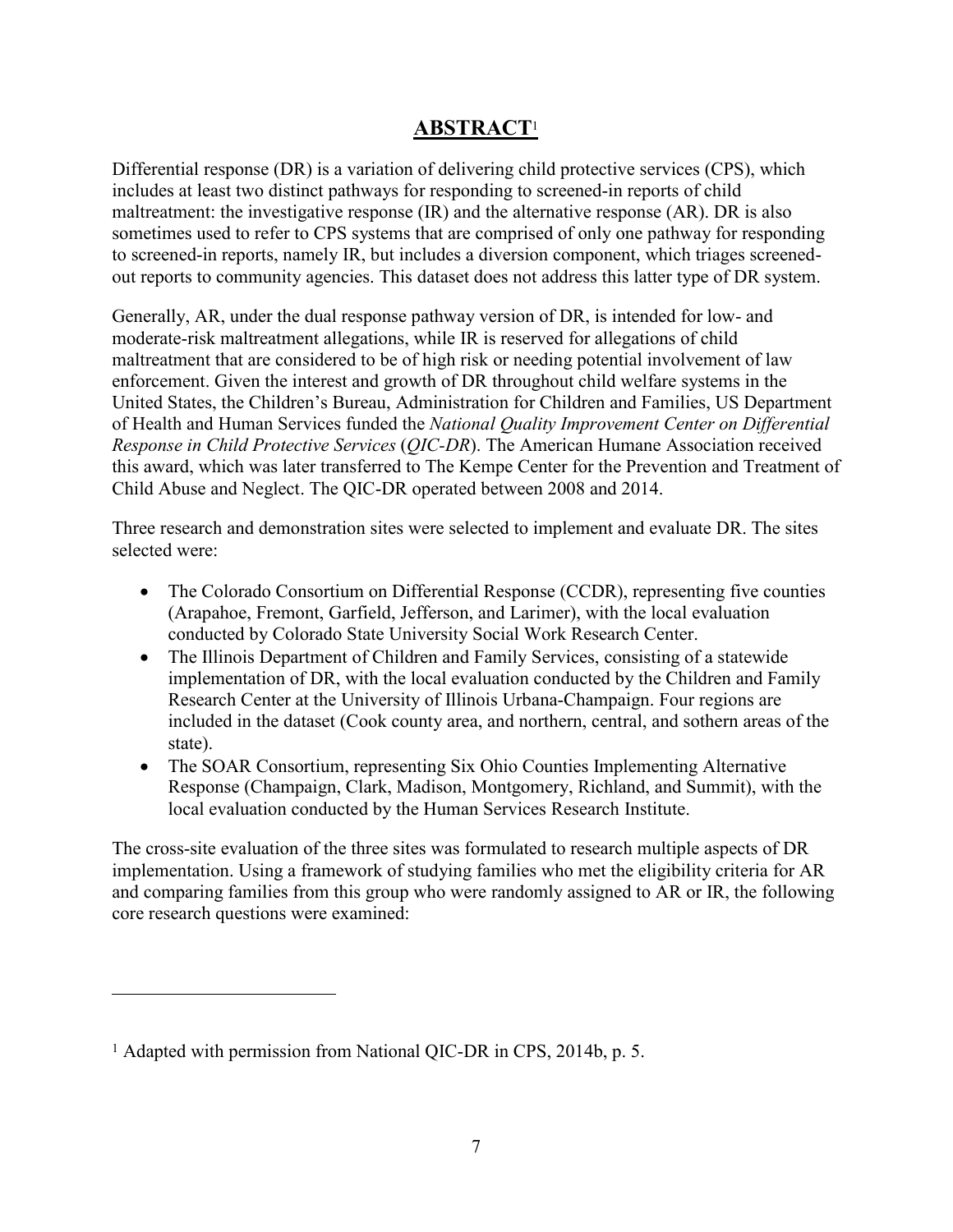# **ABSTRACT**[1]

Differential response (DR) is a variation of delivering child protective services (CPS), which includes at least two distinct pathways for responding to screened-in reports of child maltreatment: the investigative response (IR) and the alternative response (AR). DR is also sometimes used to refer to CPS systems that are comprised of only one pathway for responding to screened-in reports, namely IR, but includes a diversion component, which triages screened-out reports to community agencies. This dataset does not address this latter type of DR system.

Generally, AR, under the dual response pathway version of DR, is intended for low- and moderate-risk maltreatment allegations, while IR is reserved for allegations of child maltreatment that are considered to be of high risk or needing potential involvement of law enforcement. Given the interest and growth of DR throughout child welfare systems in the United States, the Children's Bureau, Administration for Children and Families, US Department of Health and Human Services funded the *National Quality Improvement Center on Differential Response in Child Protective Services* (*QIC-DR*). The American Humane Association received this award, which was later transferred to The Kempe Center for the Prevention and Treatment of Child Abuse and Neglect. The QIC-DR operated between 2008 and 2014.

Three research and demonstration sites were selected to implement and evaluate DR. The sites selected were:

- The Colorado Consortium on Differential Response (CCDR), representing five counties (Arapahoe, Fremont, Garfield, Jefferson, and Larimer), with the local evaluation conducted by Colorado State University Social Work Research Center.
- The Illinois Department of Children and Family Services, consisting of a statewide implementation of DR, with the local evaluation conducted by the Children and Family Research Center at the University of Illinois Urbana-Champaign. Four regions are included in the dataset (Cook county area, and northern, central, and sothern areas of the state).
- The SOAR Consortium, representing Six Ohio Counties Implementing Alternative Response (Champaign, Clark, Madison, Montgomery, Richland, and Summit), with the local evaluation conducted by the Human Services Research Institute.

The cross-site evaluation of the three sites was formulated to research multiple aspects of DR implementation. Using a framework of studying families who met the eligibility criteria for AR and comparing families from this group who were randomly assigned to AR or IR, the following core research questions were examined:

---

[1] Adapted with permission from National QIC-DR in CPS, 2014b, p. 5.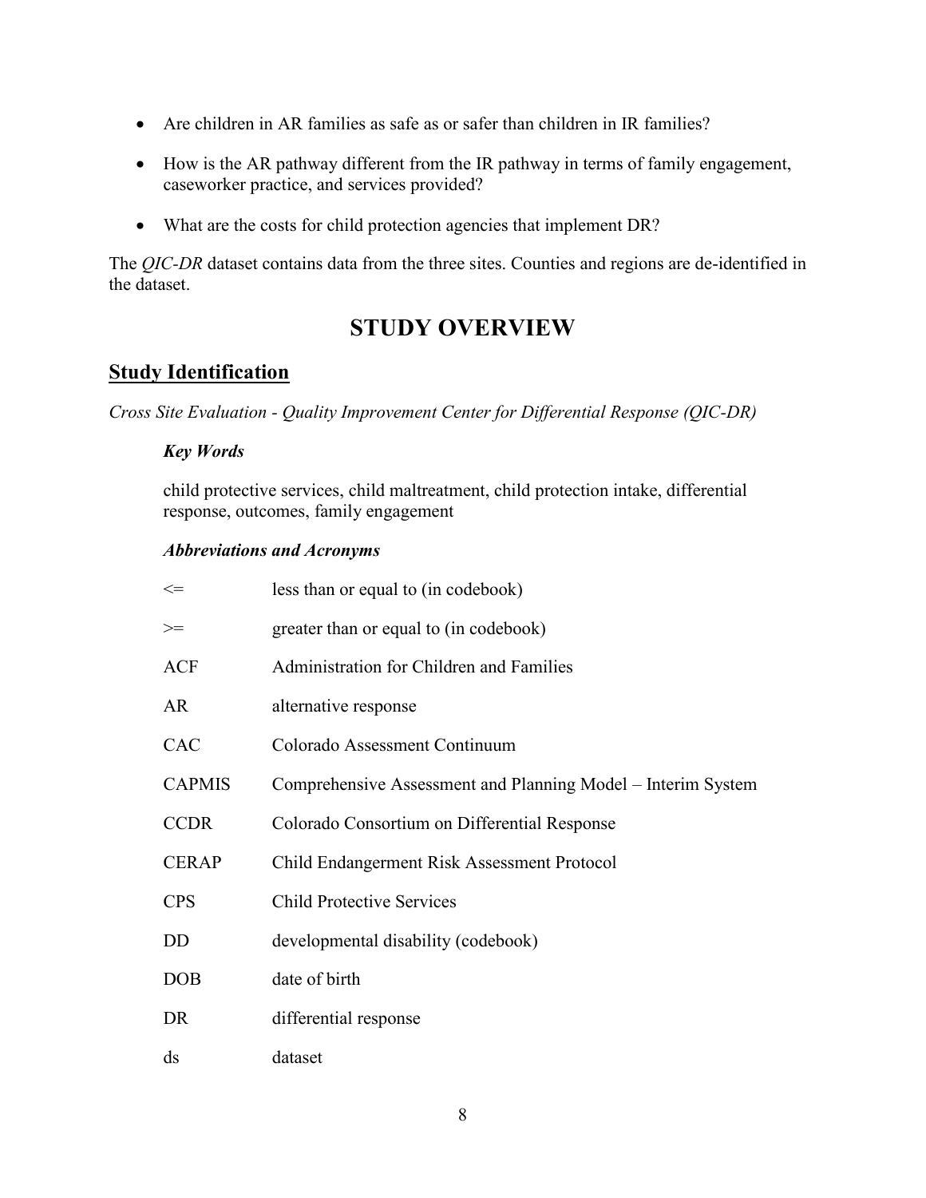- Are children in AR families as safe as or safer than children in IR families?
- How is the AR pathway different from the IR pathway in terms of family engagement, caseworker practice, and services provided?
- What are the costs for child protection agencies that implement DR?

The *QIC-DR* dataset contains data from the three sites. Counties and regions are de-identified in the dataset.

# STUDY OVERVIEW

## Study Identification

*Cross Site Evaluation - Quality Improvement Center for Differential Response (QIC-DR)*

### *Key Words*

child protective services, child maltreatment, child protection intake, differential response, outcomes, family engagement

### *Abbreviations and Acronyms*

| | |
|---|---|
| <= | less than or equal to (in codebook) |
| >= | greater than or equal to (in codebook) |
| ACF | Administration for Children and Families |
| AR | alternative response |
| CAC | Colorado Assessment Continuum |
| CAPMIS | Comprehensive Assessment and Planning Model – Interim System |
| CCDR | Colorado Consortium on Differential Response |
| CERAP | Child Endangerment Risk Assessment Protocol |
| CPS | Child Protective Services |
| DD | developmental disability (codebook) |
| DOB | date of birth |
| DR | differential response |
| ds | dataset |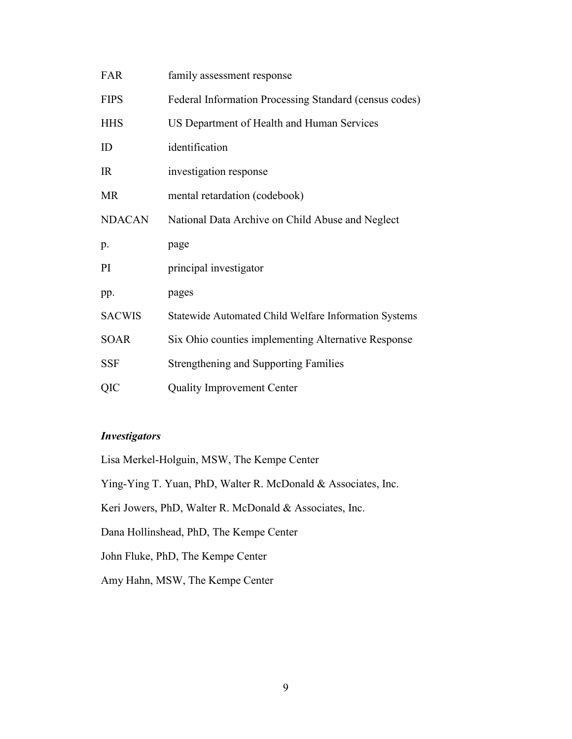| | |
|---|---|
| FAR | family assessment response |
| FIPS | Federal Information Processing Standard (census codes) |
| HHS | US Department of Health and Human Services |
| ID | identification |
| IR | investigation response |
| MR | mental retardation (codebook) |
| NDACAN | National Data Archive on Child Abuse and Neglect |
| p. | page |
| PI | principal investigator |
| pp. | pages |
| SACWIS | Statewide Automated Child Welfare Information Systems |
| SOAR | Six Ohio counties implementing Alternative Response |
| SSF | Strengthening and Supporting Families |
| QIC | Quality Improvement Center |

***Investigators***

Lisa Merkel-Holguin, MSW, The Kempe Center

Ying-Ying T. Yuan, PhD, Walter R. McDonald & Associates, Inc.

Keri Jowers, PhD, Walter R. McDonald & Associates, Inc.

Dana Hollinshead, PhD, The Kempe Center

John Fluke, PhD, The Kempe Center

Amy Hahn, MSW, The Kempe Center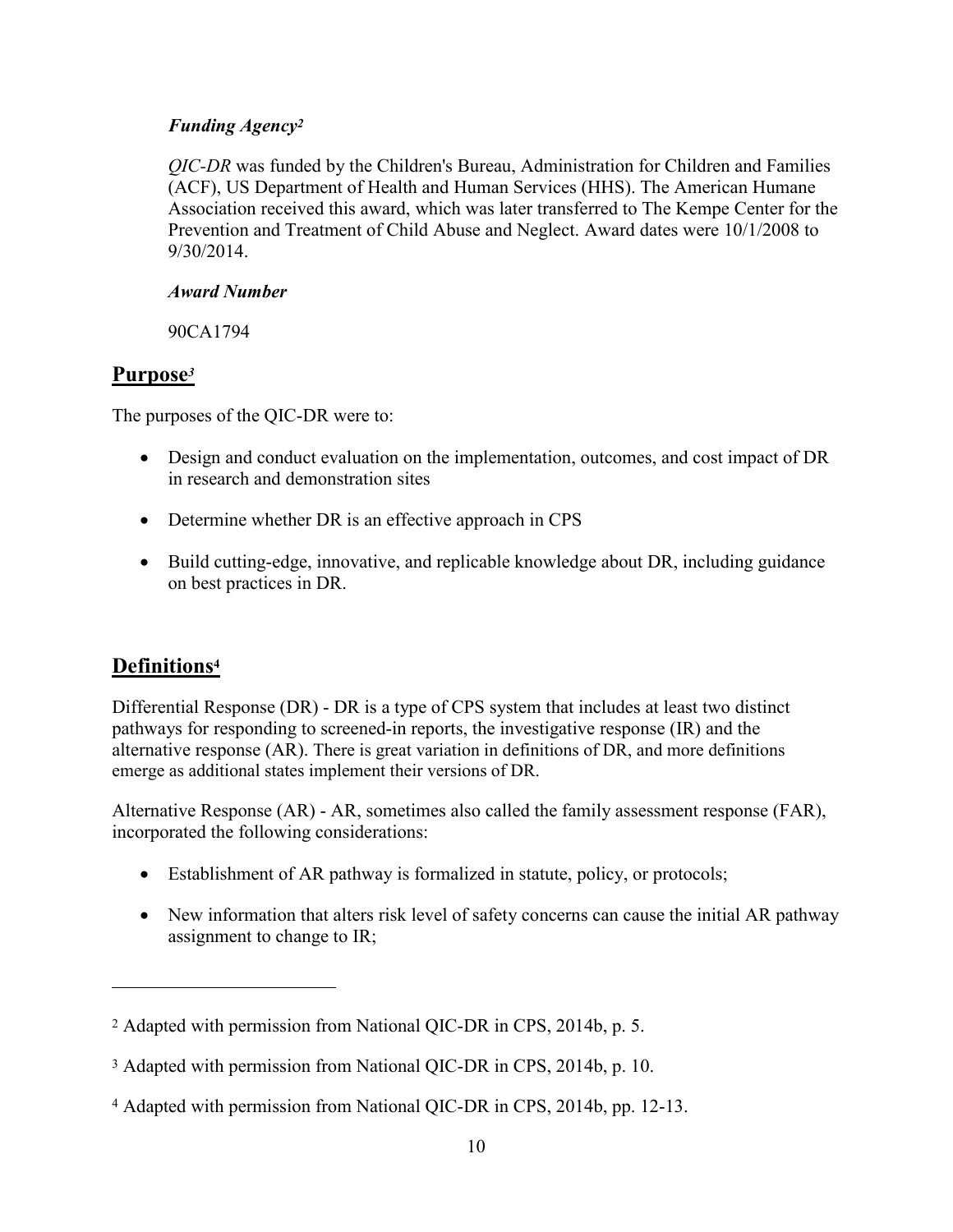### *Funding Agency*[2]

*QIC-DR* was funded by the Children's Bureau, Administration for Children and Families (ACF), US Department of Health and Human Services (HHS). The American Humane Association received this award, which was later transferred to The Kempe Center for the Prevention and Treatment of Child Abuse and Neglect. Award dates were 10/1/2008 to 9/30/2014.

### *Award Number*

90CA1794

## Purpose[3]

The purposes of the QIC-DR were to:

- Design and conduct evaluation on the implementation, outcomes, and cost impact of DR in research and demonstration sites
- Determine whether DR is an effective approach in CPS
- Build cutting-edge, innovative, and replicable knowledge about DR, including guidance on best practices in DR.

## Definitions[4]

Differential Response (DR) - DR is a type of CPS system that includes at least two distinct pathways for responding to screened-in reports, the investigative response (IR) and the alternative response (AR). There is great variation in definitions of DR, and more definitions emerge as additional states implement their versions of DR.

Alternative Response (AR) - AR, sometimes also called the family assessment response (FAR), incorporated the following considerations:

- Establishment of AR pathway is formalized in statute, policy, or protocols;
- New information that alters risk level of safety concerns can cause the initial AR pathway assignment to change to IR;

---

[2] Adapted with permission from National QIC-DR in CPS, 2014b, p. 5.

[3] Adapted with permission from National QIC-DR in CPS, 2014b, p. 10.

[4] Adapted with permission from National QIC-DR in CPS, 2014b, pp. 12-13.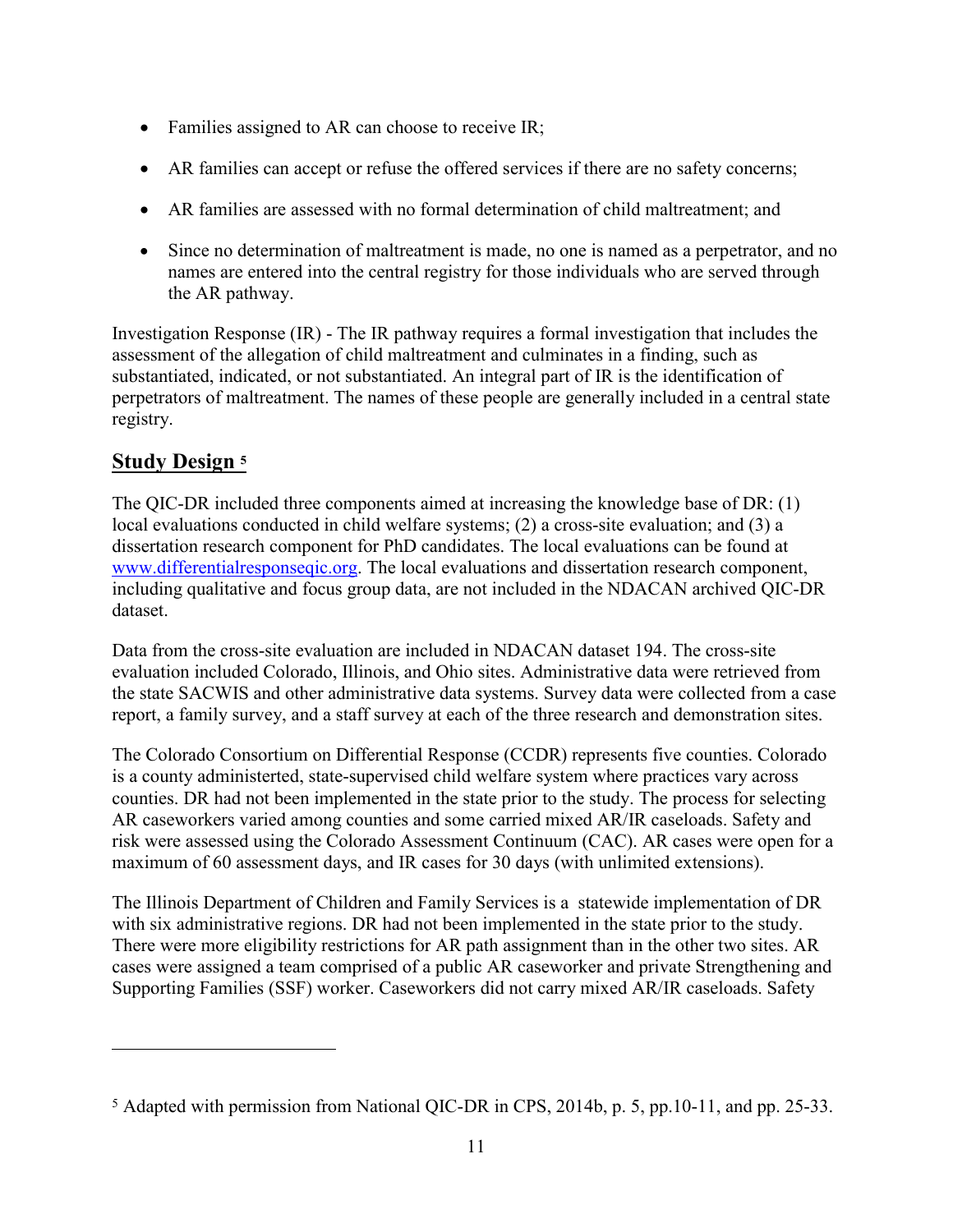- Families assigned to AR can choose to receive IR;
- AR families can accept or refuse the offered services if there are no safety concerns;
- AR families are assessed with no formal determination of child maltreatment; and
- Since no determination of maltreatment is made, no one is named as a perpetrator, and no names are entered into the central registry for those individuals who are served through the AR pathway.

Investigation Response (IR) - The IR pathway requires a formal investigation that includes the assessment of the allegation of child maltreatment and culminates in a finding, such as substantiated, indicated, or not substantiated. An integral part of IR is the identification of perpetrators of maltreatment. The names of these people are generally included in a central state registry.

## **Study Design** [5]

The QIC-DR included three components aimed at increasing the knowledge base of DR: (1) local evaluations conducted in child welfare systems; (2) a cross-site evaluation; and (3) a dissertation research component for PhD candidates. The local evaluations can be found at www.differentialresponseqic.org. The local evaluations and dissertation research component, including qualitative and focus group data, are not included in the NDACAN archived QIC-DR dataset.

Data from the cross-site evaluation are included in NDACAN dataset 194. The cross-site evaluation included Colorado, Illinois, and Ohio sites. Administrative data were retrieved from the state SACWIS and other administrative data systems. Survey data were collected from a case report, a family survey, and a staff survey at each of the three research and demonstration sites.

The Colorado Consortium on Differential Response (CCDR) represents five counties. Colorado is a county administerted, state-supervised child welfare system where practices vary across counties. DR had not been implemented in the state prior to the study. The process for selecting AR caseworkers varied among counties and some carried mixed AR/IR caseloads. Safety and risk were assessed using the Colorado Assessment Continuum (CAC). AR cases were open for a maximum of 60 assessment days, and IR cases for 30 days (with unlimited extensions).

The Illinois Department of Children and Family Services is a statewide implementation of DR with six administrative regions. DR had not been implemented in the state prior to the study. There were more eligibility restrictions for AR path assignment than in the other two sites. AR cases were assigned a team comprised of a public AR caseworker and private Strengthening and Supporting Families (SSF) worker. Caseworkers did not carry mixed AR/IR caseloads. Safety

---

[5] Adapted with permission from National QIC-DR in CPS, 2014b, p. 5, pp.10-11, and pp. 25-33.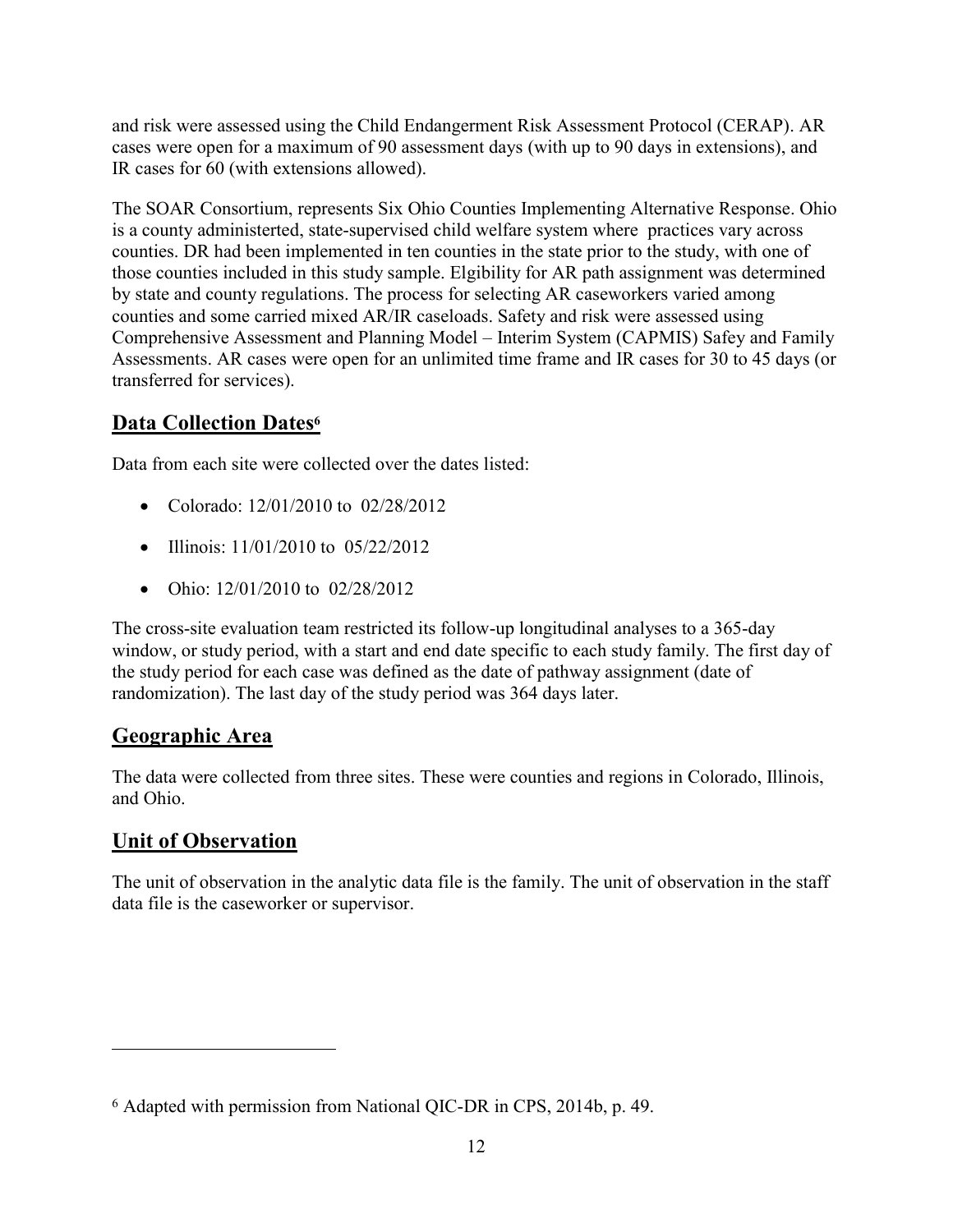and risk were assessed using the Child Endangerment Risk Assessment Protocol (CERAP). AR cases were open for a maximum of 90 assessment days (with up to 90 days in extensions), and IR cases for 60 (with extensions allowed).

The SOAR Consortium, represents Six Ohio Counties Implementing Alternative Response. Ohio is a county administerted, state-supervised child welfare system where practices vary across counties. DR had been implemented in ten counties in the state prior to the study, with one of those counties included in this study sample. Elgibility for AR path assignment was determined by state and county regulations. The process for selecting AR caseworkers varied among counties and some carried mixed AR/IR caseloads. Safety and risk were assessed using Comprehensive Assessment and Planning Model – Interim System (CAPMIS) Safey and Family Assessments. AR cases were open for an unlimited time frame and IR cases for 30 to 45 days (or transferred for services).

## Data Collection Dates[6]

Data from each site were collected over the dates listed:

- Colorado: 12/01/2010 to 02/28/2012
- Illinois: 11/01/2010 to 05/22/2012
- Ohio: 12/01/2010 to 02/28/2012

The cross-site evaluation team restricted its follow-up longitudinal analyses to a 365-day window, or study period, with a start and end date specific to each study family. The first day of the study period for each case was defined as the date of pathway assignment (date of randomization). The last day of the study period was 364 days later.

## Geographic Area

The data were collected from three sites. These were counties and regions in Colorado, Illinois, and Ohio.

## Unit of Observation

The unit of observation in the analytic data file is the family. The unit of observation in the staff data file is the caseworker or supervisor.

---

[6] Adapted with permission from National QIC-DR in CPS, 2014b, p. 49.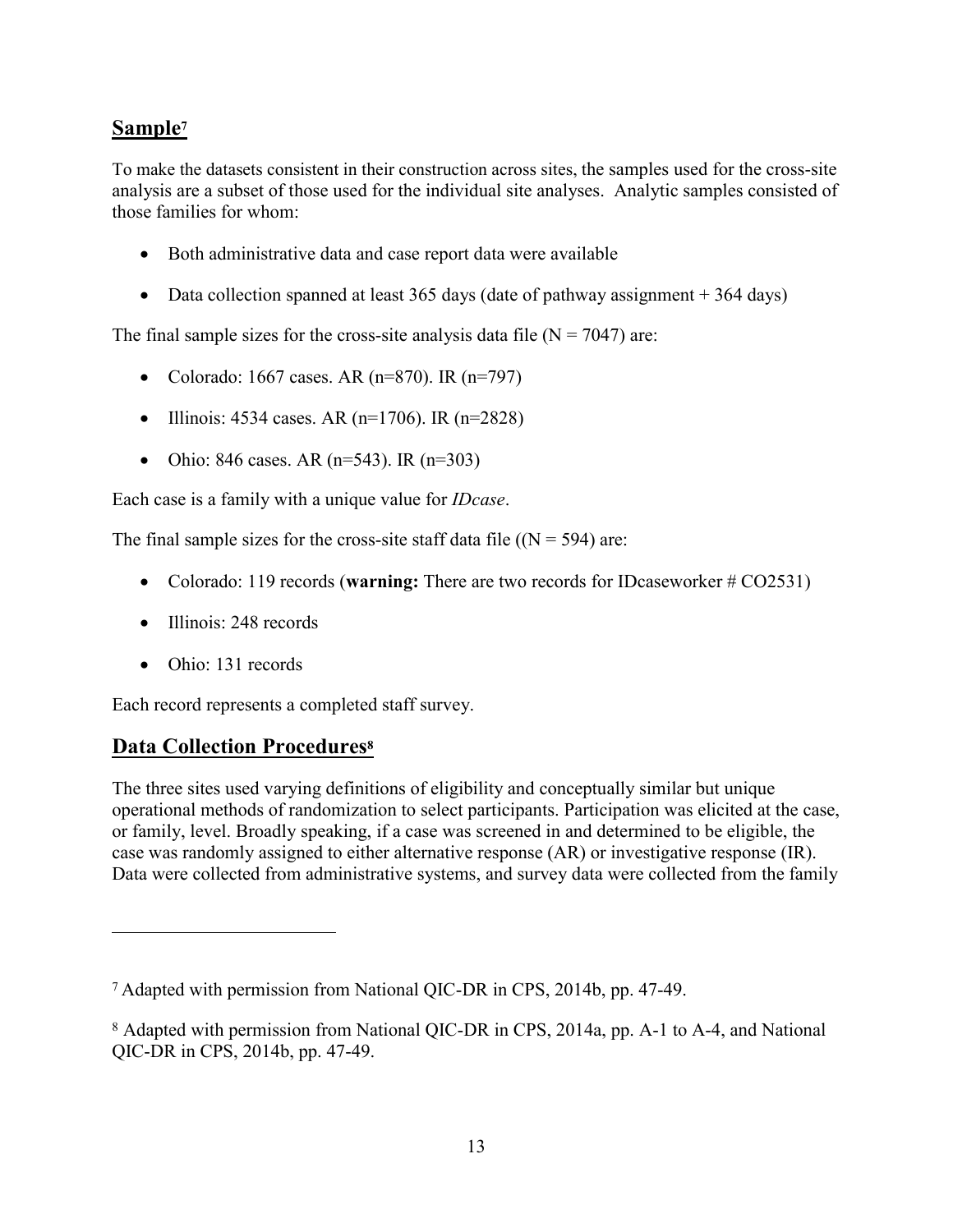## Sample[7]

To make the datasets consistent in their construction across sites, the samples used for the cross-site analysis are a subset of those used for the individual site analyses. Analytic samples consisted of those families for whom:

- Both administrative data and case report data were available
- Data collection spanned at least 365 days (date of pathway assignment + 364 days)

The final sample sizes for the cross-site analysis data file (N = 7047) are:

- Colorado: 1667 cases. AR (n=870). IR (n=797)
- Illinois: 4534 cases. AR (n=1706). IR (n=2828)
- Ohio: 846 cases. AR (n=543). IR (n=303)

Each case is a family with a unique value for *IDcase*.

The final sample sizes for the cross-site staff data file ((N = 594) are:

- Colorado: 119 records (**warning:** There are two records for IDcaseworker # CO2531)
- Illinois: 248 records
- Ohio: 131 records

Each record represents a completed staff survey.

## Data Collection Procedures[8]

The three sites used varying definitions of eligibility and conceptually similar but unique operational methods of randomization to select participants. Participation was elicited at the case, or family, level. Broadly speaking, if a case was screened in and determined to be eligible, the case was randomly assigned to either alternative response (AR) or investigative response (IR). Data were collected from administrative systems, and survey data were collected from the family

---

[7] Adapted with permission from National QIC-DR in CPS, 2014b, pp. 47-49.

[8] Adapted with permission from National QIC-DR in CPS, 2014a, pp. A-1 to A-4, and National QIC-DR in CPS, 2014b, pp. 47-49.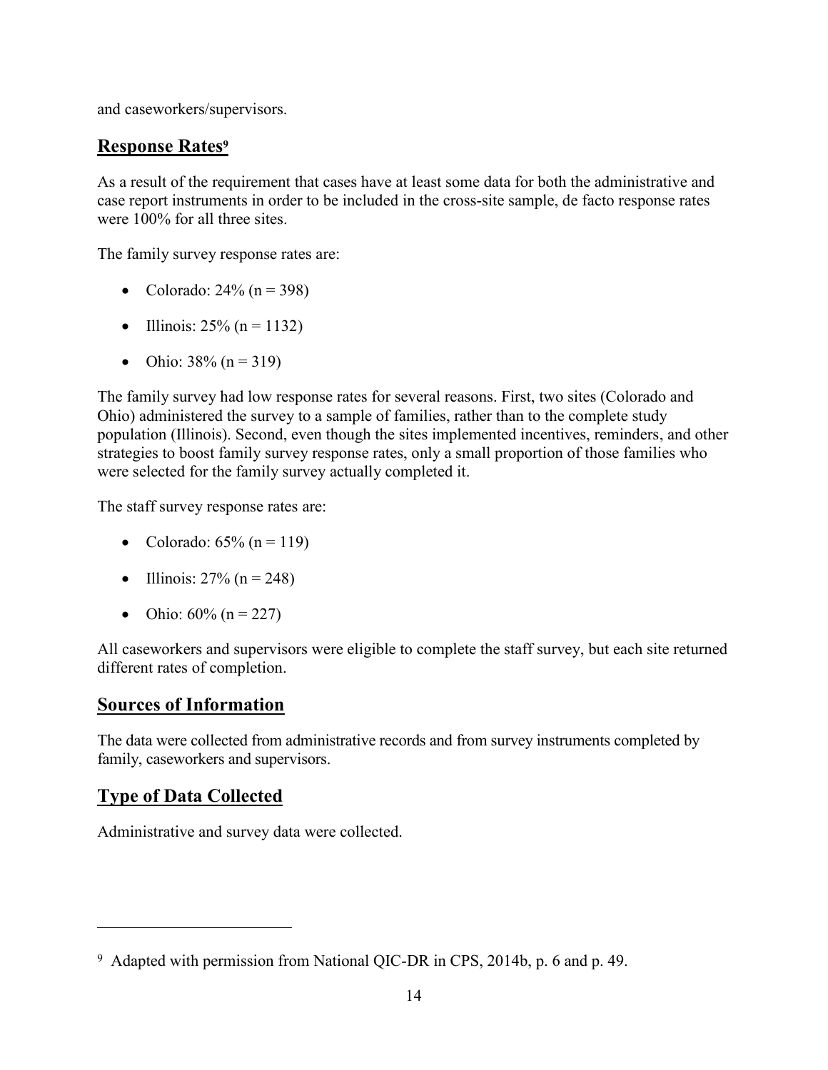and caseworkers/supervisors.

## Response Rates[9]

As a result of the requirement that cases have at least some data for both the administrative and case report instruments in order to be included in the cross-site sample, de facto response rates were 100% for all three sites.

The family survey response rates are:

- Colorado: 24% (n = 398)
- Illinois: 25% (n = 1132)
- Ohio: 38% (n = 319)

The family survey had low response rates for several reasons. First, two sites (Colorado and Ohio) administered the survey to a sample of families, rather than to the complete study population (Illinois). Second, even though the sites implemented incentives, reminders, and other strategies to boost family survey response rates, only a small proportion of those families who were selected for the family survey actually completed it.

The staff survey response rates are:

- Colorado: 65% (n = 119)
- Illinois: 27% (n = 248)
- Ohio: 60% (n = 227)

All caseworkers and supervisors were eligible to complete the staff survey, but each site returned different rates of completion.

## Sources of Information

The data were collected from administrative records and from survey instruments completed by family, caseworkers and supervisors.

## Type of Data Collected

Administrative and survey data were collected.

---

[9] Adapted with permission from National QIC-DR in CPS, 2014b, p. 6 and p. 49.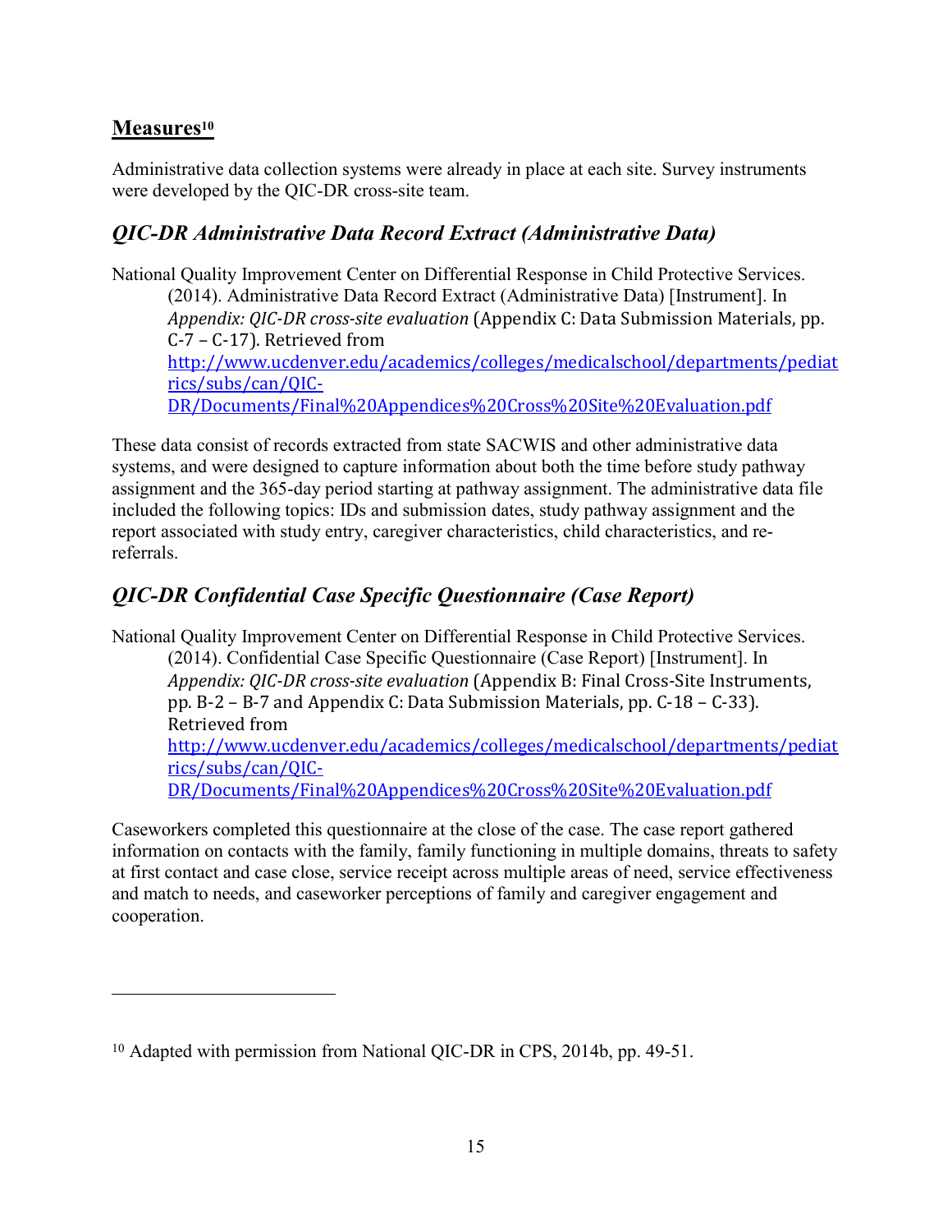## Measures[10]

Administrative data collection systems were already in place at each site. Survey instruments were developed by the QIC-DR cross-site team.

### *QIC-DR Administrative Data Record Extract (Administrative Data)*

National Quality Improvement Center on Differential Response in Child Protective Services. (2014). Administrative Data Record Extract (Administrative Data) [Instrument]. In *Appendix: QIC-DR cross-site evaluation* (Appendix C: Data Submission Materials, pp. C-7 – C-17). Retrieved from http://www.ucdenver.edu/academics/colleges/medicalschool/departments/pediatrics/subs/can/QIC-DR/Documents/Final%20Appendices%20Cross%20Site%20Evaluation.pdf

These data consist of records extracted from state SACWIS and other administrative data systems, and were designed to capture information about both the time before study pathway assignment and the 365-day period starting at pathway assignment. The administrative data file included the following topics: IDs and submission dates, study pathway assignment and the report associated with study entry, caregiver characteristics, child characteristics, and re-referrals.

### *QIC-DR Confidential Case Specific Questionnaire (Case Report)*

National Quality Improvement Center on Differential Response in Child Protective Services. (2014). Confidential Case Specific Questionnaire (Case Report) [Instrument]. In *Appendix: QIC-DR cross-site evaluation* (Appendix B: Final Cross-Site Instruments, pp. B-2 – B-7 and Appendix C: Data Submission Materials, pp. C-18 – C-33). Retrieved from http://www.ucdenver.edu/academics/colleges/medicalschool/departments/pediatrics/subs/can/QIC-DR/Documents/Final%20Appendices%20Cross%20Site%20Evaluation.pdf

Caseworkers completed this questionnaire at the close of the case. The case report gathered information on contacts with the family, family functioning in multiple domains, threats to safety at first contact and case close, service receipt across multiple areas of need, service effectiveness and match to needs, and caseworker perceptions of family and caregiver engagement and cooperation.

[10] Adapted with permission from National QIC-DR in CPS, 2014b, pp. 49-51.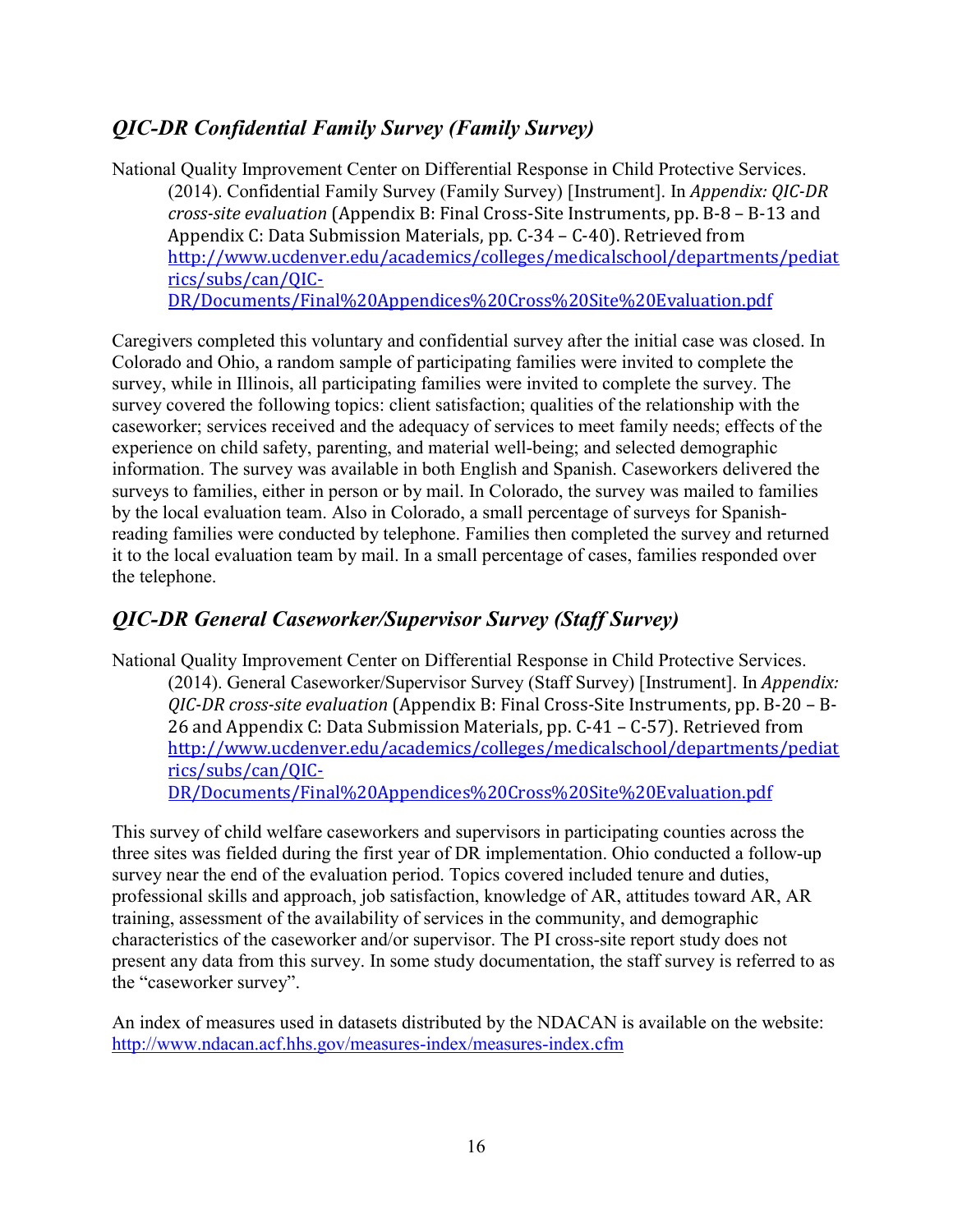## *QIC-DR Confidential Family Survey (Family Survey)*

National Quality Improvement Center on Differential Response in Child Protective Services. (2014). Confidential Family Survey (Family Survey) [Instrument]. In *Appendix: QIC-DR cross-site evaluation* (Appendix B: Final Cross-Site Instruments, pp. B-8 – B-13 and Appendix C: Data Submission Materials, pp. C-34 – C-40). Retrieved from http://www.ucdenver.edu/academics/colleges/medicalschool/departments/pediatrics/subs/can/QIC-DR/Documents/Final%20Appendices%20Cross%20Site%20Evaluation.pdf

Caregivers completed this voluntary and confidential survey after the initial case was closed. In Colorado and Ohio, a random sample of participating families were invited to complete the survey, while in Illinois, all participating families were invited to complete the survey. The survey covered the following topics: client satisfaction; qualities of the relationship with the caseworker; services received and the adequacy of services to meet family needs; effects of the experience on child safety, parenting, and material well-being; and selected demographic information. The survey was available in both English and Spanish. Caseworkers delivered the surveys to families, either in person or by mail. In Colorado, the survey was mailed to families by the local evaluation team. Also in Colorado, a small percentage of surveys for Spanish-reading families were conducted by telephone. Families then completed the survey and returned it to the local evaluation team by mail. In a small percentage of cases, families responded over the telephone.

## *QIC-DR General Caseworker/Supervisor Survey (Staff Survey)*

National Quality Improvement Center on Differential Response in Child Protective Services. (2014). General Caseworker/Supervisor Survey (Staff Survey) [Instrument]. In *Appendix: QIC-DR cross-site evaluation* (Appendix B: Final Cross-Site Instruments, pp. B-20 – B-26 and Appendix C: Data Submission Materials, pp. C-41 – C-57). Retrieved from http://www.ucdenver.edu/academics/colleges/medicalschool/departments/pediatrics/subs/can/QIC-DR/Documents/Final%20Appendices%20Cross%20Site%20Evaluation.pdf

This survey of child welfare caseworkers and supervisors in participating counties across the three sites was fielded during the first year of DR implementation. Ohio conducted a follow-up survey near the end of the evaluation period. Topics covered included tenure and duties, professional skills and approach, job satisfaction, knowledge of AR, attitudes toward AR, AR training, assessment of the availability of services in the community, and demographic characteristics of the caseworker and/or supervisor. The PI cross-site report study does not present any data from this survey. In some study documentation, the staff survey is referred to as the "caseworker survey".

An index of measures used in datasets distributed by the NDACAN is available on the website: http://www.ndacan.acf.hhs.gov/measures-index/measures-index.cfm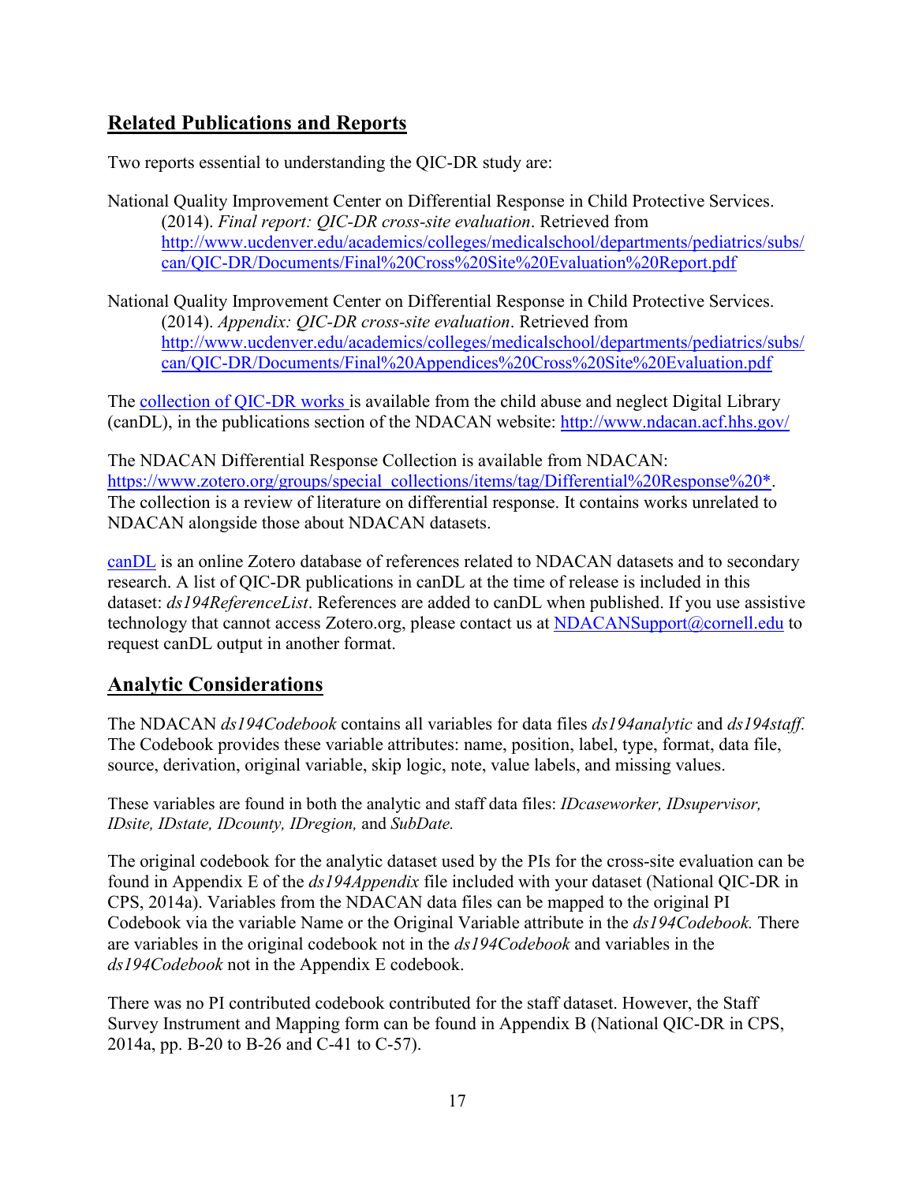## Related Publications and Reports

Two reports essential to understanding the QIC-DR study are:

National Quality Improvement Center on Differential Response in Child Protective Services. (2014). *Final report: QIC-DR cross-site evaluation*. Retrieved from http://www.ucdenver.edu/academics/colleges/medicalschool/departments/pediatrics/subs/can/QIC-DR/Documents/Final%20Cross%20Site%20Evaluation%20Report.pdf

National Quality Improvement Center on Differential Response in Child Protective Services. (2014). *Appendix: QIC-DR cross-site evaluation*. Retrieved from http://www.ucdenver.edu/academics/colleges/medicalschool/departments/pediatrics/subs/can/QIC-DR/Documents/Final%20Appendices%20Cross%20Site%20Evaluation.pdf

The collection of QIC-DR works is available from the child abuse and neglect Digital Library (canDL), in the publications section of the NDACAN website: http://www.ndacan.acf.hhs.gov/

The NDACAN Differential Response Collection is available from NDACAN: https://www.zotero.org/groups/special_collections/items/tag/Differential%20Response%20*. The collection is a review of literature on differential response. It contains works unrelated to NDACAN alongside those about NDACAN datasets.

canDL is an online Zotero database of references related to NDACAN datasets and to secondary research. A list of QIC-DR publications in canDL at the time of release is included in this dataset: *ds194ReferenceList*. References are added to canDL when published. If you use assistive technology that cannot access Zotero.org, please contact us at NDACANSupport@cornell.edu to request canDL output in another format.

## Analytic Considerations

The NDACAN *ds194Codebook* contains all variables for data files *ds194analytic* and *ds194staff.* The Codebook provides these variable attributes: name, position, label, type, format, data file, source, derivation, original variable, skip logic, note, value labels, and missing values.

These variables are found in both the analytic and staff data files: *IDcaseworker, IDsupervisor, IDsite, IDstate, IDcounty, IDregion,* and *SubDate.*

The original codebook for the analytic dataset used by the PIs for the cross-site evaluation can be found in Appendix E of the *ds194Appendix* file included with your dataset (National QIC-DR in CPS, 2014a). Variables from the NDACAN data files can be mapped to the original PI Codebook via the variable Name or the Original Variable attribute in the *ds194Codebook.* There are variables in the original codebook not in the *ds194Codebook* and variables in the *ds194Codebook* not in the Appendix E codebook.

There was no PI contributed codebook contributed for the staff dataset. However, the Staff Survey Instrument and Mapping form can be found in Appendix B (National QIC-DR in CPS, 2014a, pp. B-20 to B-26 and C-41 to C-57).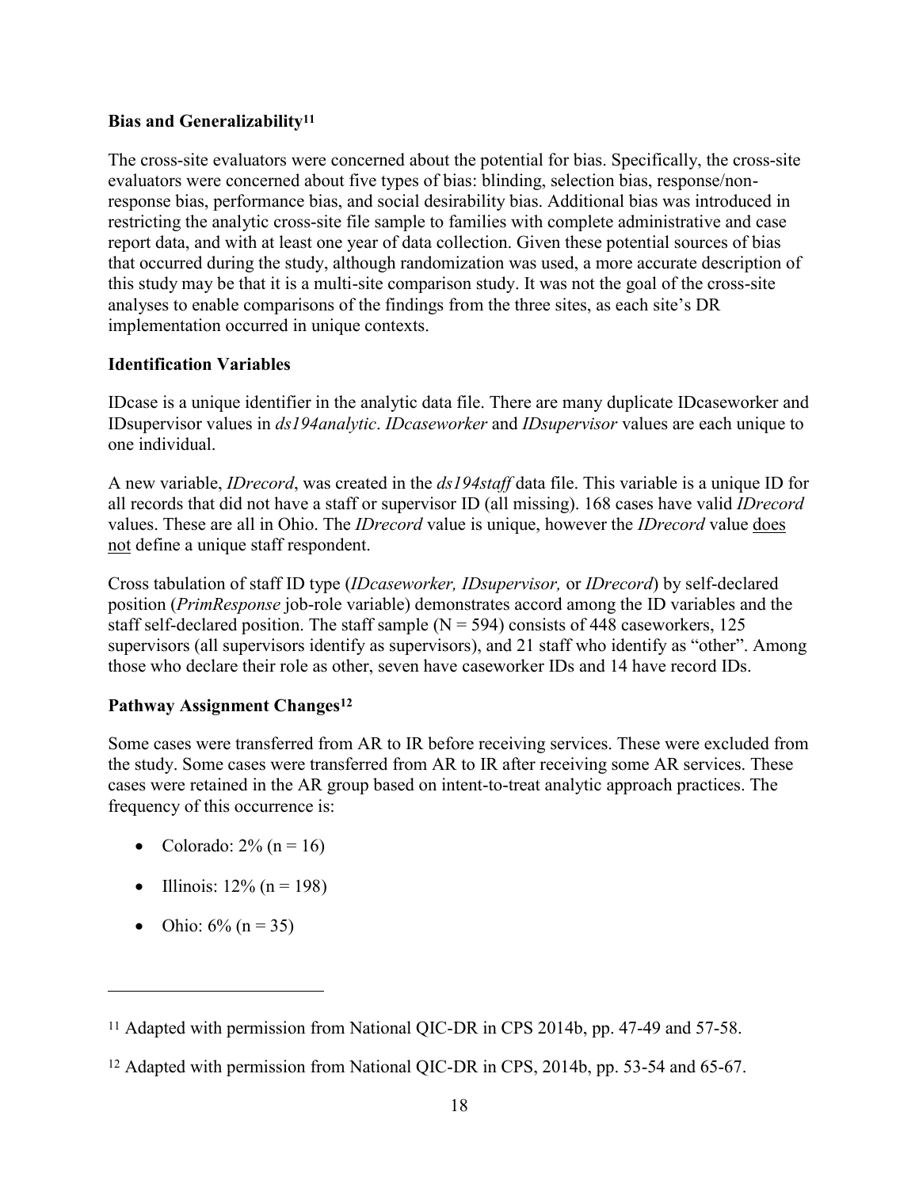## Bias and Generalizability[11]

The cross-site evaluators were concerned about the potential for bias. Specifically, the cross-site evaluators were concerned about five types of bias: blinding, selection bias, response/non-response bias, performance bias, and social desirability bias. Additional bias was introduced in restricting the analytic cross-site file sample to families with complete administrative and case report data, and with at least one year of data collection. Given these potential sources of bias that occurred during the study, although randomization was used, a more accurate description of this study may be that it is a multi-site comparison study. It was not the goal of the cross-site analyses to enable comparisons of the findings from the three sites, as each site's DR implementation occurred in unique contexts.

## Identification Variables

IDcase is a unique identifier in the analytic data file. There are many duplicate IDcaseworker and IDsupervisor values in *ds194analytic*. *IDcaseworker* and *IDsupervisor* values are each unique to one individual.

A new variable, *IDrecord*, was created in the *ds194staff* data file. This variable is a unique ID for all records that did not have a staff or supervisor ID (all missing). 168 cases have valid *IDrecord* values. These are all in Ohio. The *IDrecord* value is unique, however the *IDrecord* value <u>does not</u> define a unique staff respondent.

Cross tabulation of staff ID type (*IDcaseworker, IDsupervisor,* or *IDrecord*) by self-declared position (*PrimResponse* job-role variable) demonstrates accord among the ID variables and the staff self-declared position. The staff sample (N = 594) consists of 448 caseworkers, 125 supervisors (all supervisors identify as supervisors), and 21 staff who identify as "other". Among those who declare their role as other, seven have caseworker IDs and 14 have record IDs.

## Pathway Assignment Changes[12]

Some cases were transferred from AR to IR before receiving services. These were excluded from the study. Some cases were transferred from AR to IR after receiving some AR services. These cases were retained in the AR group based on intent-to-treat analytic approach practices. The frequency of this occurrence is:

- Colorado: 2% (n = 16)
- Illinois: 12% (n = 198)
- Ohio: 6% (n = 35)

---

[11] Adapted with permission from National QIC-DR in CPS 2014b, pp. 47-49 and 57-58.

[12] Adapted with permission from National QIC-DR in CPS, 2014b, pp. 53-54 and 65-67.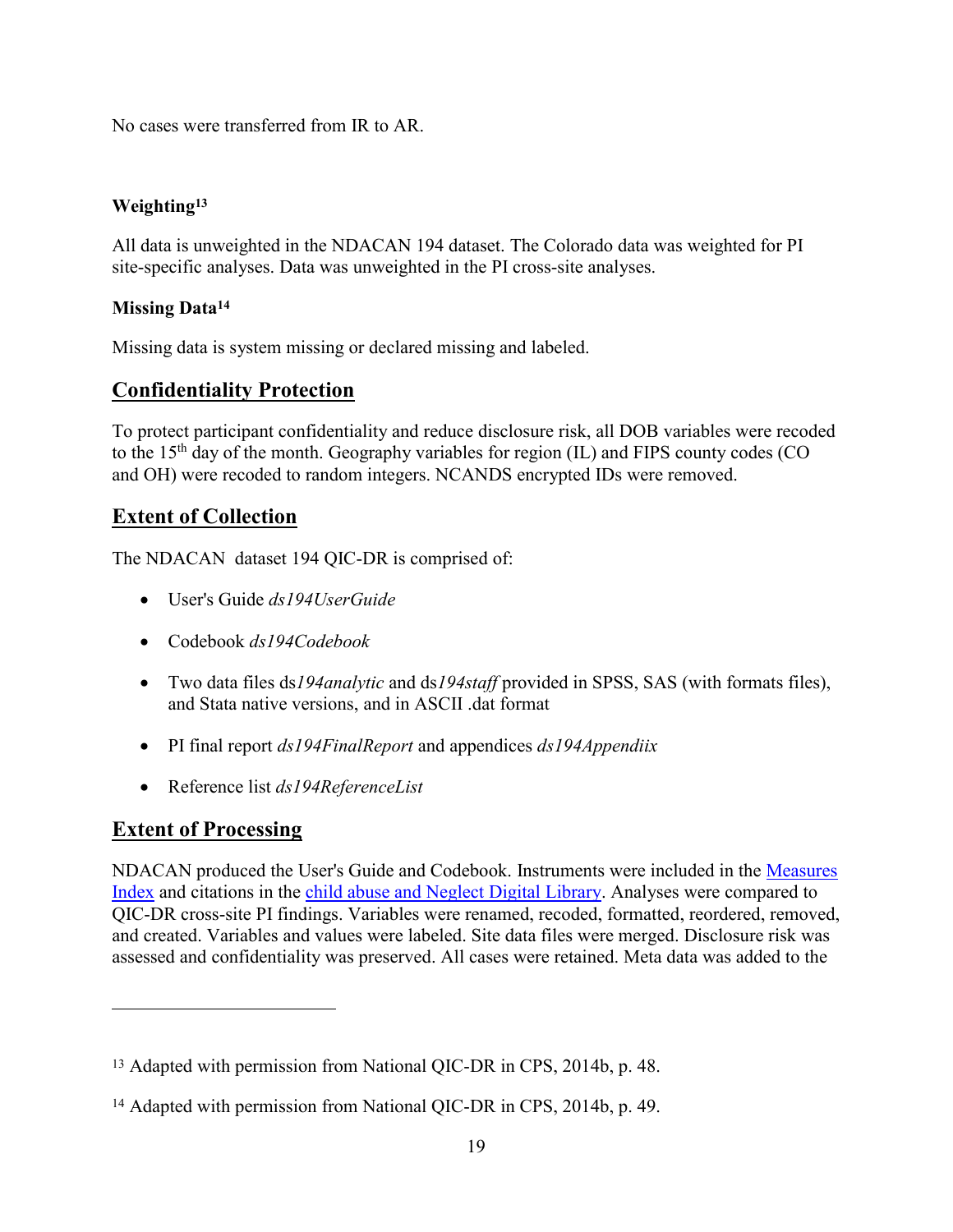No cases were transferred from IR to AR.

### Weighting[13]

All data is unweighted in the NDACAN 194 dataset. The Colorado data was weighted for PI site-specific analyses. Data was unweighted in the PI cross-site analyses.

### Missing Data[14]

Missing data is system missing or declared missing and labeled.

## Confidentiality Protection

To protect participant confidentiality and reduce disclosure risk, all DOB variables were recoded to the 15th day of the month. Geography variables for region (IL) and FIPS county codes (CO and OH) were recoded to random integers. NCANDS encrypted IDs were removed.

## Extent of Collection

The NDACAN  dataset 194 QIC-DR is comprised of:

- User's Guide *ds194UserGuide*
- Codebook *ds194Codebook*
- Two data files ds*194analytic* and ds*194staff* provided in SPSS, SAS (with formats files), and Stata native versions, and in ASCII .dat format
- PI final report *ds194FinalReport* and appendices *ds194Appendiix*
- Reference list *ds194ReferenceList*

## Extent of Processing

NDACAN produced the User's Guide and Codebook. Instruments were included in the Measures Index and citations in the child abuse and Neglect Digital Library. Analyses were compared to QIC-DR cross-site PI findings. Variables were renamed, recoded, formatted, reordered, removed, and created. Variables and values were labeled. Site data files were merged. Disclosure risk was assessed and confidentiality was preserved. All cases were retained. Meta data was added to the

---

[13] Adapted with permission from National QIC-DR in CPS, 2014b, p. 48.

[14] Adapted with permission from National QIC-DR in CPS, 2014b, p. 49.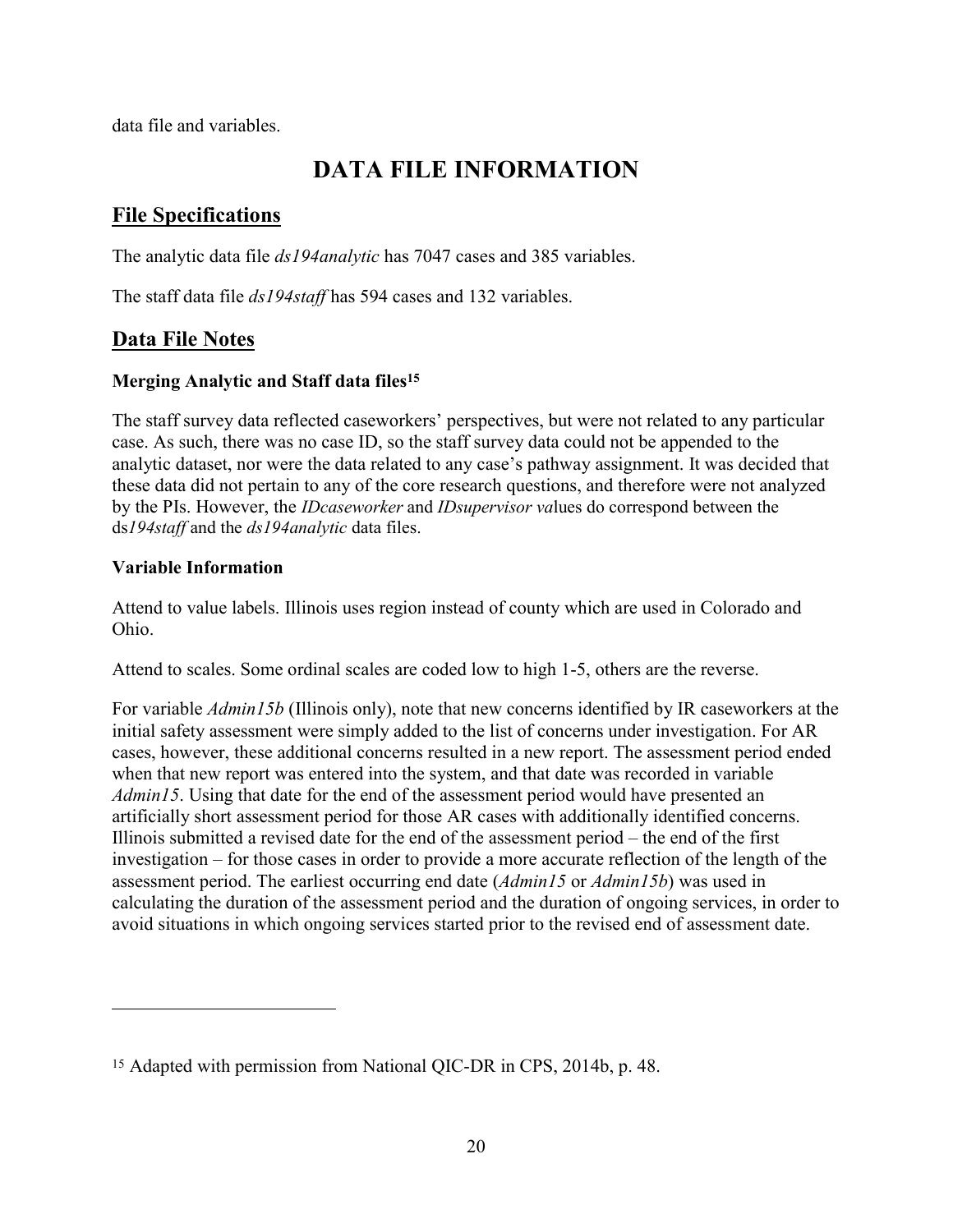data file and variables.

# DATA FILE INFORMATION

## File Specifications

The analytic data file *ds194analytic* has 7047 cases and 385 variables.

The staff data file *ds194staff* has 594 cases and 132 variables.

## Data File Notes

### Merging Analytic and Staff data files[15]

The staff survey data reflected caseworkers' perspectives, but were not related to any particular case. As such, there was no case ID, so the staff survey data could not be appended to the analytic dataset, nor were the data related to any case's pathway assignment. It was decided that these data did not pertain to any of the core research questions, and therefore were not analyzed by the PIs. However, the *IDcaseworker* and *IDsupervisor va*lues do correspond between the ds*194staff* and the *ds194analytic* data files.

### Variable Information

Attend to value labels. Illinois uses region instead of county which are used in Colorado and Ohio.

Attend to scales. Some ordinal scales are coded low to high 1-5, others are the reverse.

For variable *Admin15b* (Illinois only), note that new concerns identified by IR caseworkers at the initial safety assessment were simply added to the list of concerns under investigation. For AR cases, however, these additional concerns resulted in a new report. The assessment period ended when that new report was entered into the system, and that date was recorded in variable *Admin15*. Using that date for the end of the assessment period would have presented an artificially short assessment period for those AR cases with additionally identified concerns. Illinois submitted a revised date for the end of the assessment period – the end of the first investigation – for those cases in order to provide a more accurate reflection of the length of the assessment period. The earliest occurring end date (*Admin15* or *Admin15b*) was used in calculating the duration of the assessment period and the duration of ongoing services, in order to avoid situations in which ongoing services started prior to the revised end of assessment date.

---

[15] Adapted with permission from National QIC-DR in CPS, 2014b, p. 48.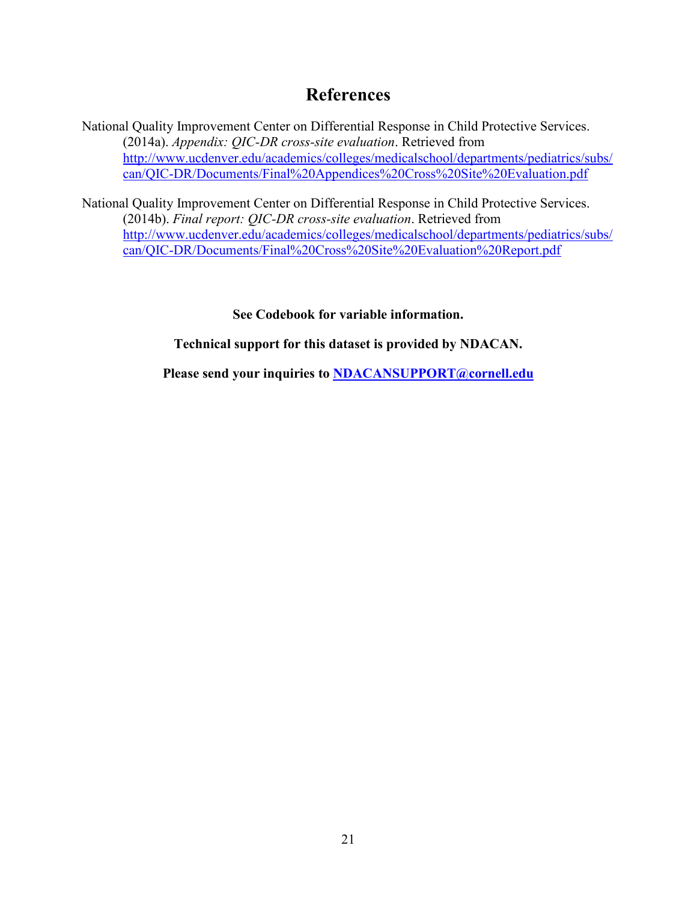# References

National Quality Improvement Center on Differential Response in Child Protective Services. (2014a). *Appendix: QIC-DR cross-site evaluation*. Retrieved from http://www.ucdenver.edu/academics/colleges/medicalschool/departments/pediatrics/subs/can/QIC-DR/Documents/Final%20Appendices%20Cross%20Site%20Evaluation.pdf

National Quality Improvement Center on Differential Response in Child Protective Services. (2014b). *Final report: QIC-DR cross-site evaluation*. Retrieved from http://www.ucdenver.edu/academics/colleges/medicalschool/departments/pediatrics/subs/can/QIC-DR/Documents/Final%20Cross%20Site%20Evaluation%20Report.pdf

**See Codebook for variable information.**

**Technical support for this dataset is provided by NDACAN.**

**Please send your inquiries to NDACANSUPPORT@cornell.edu**